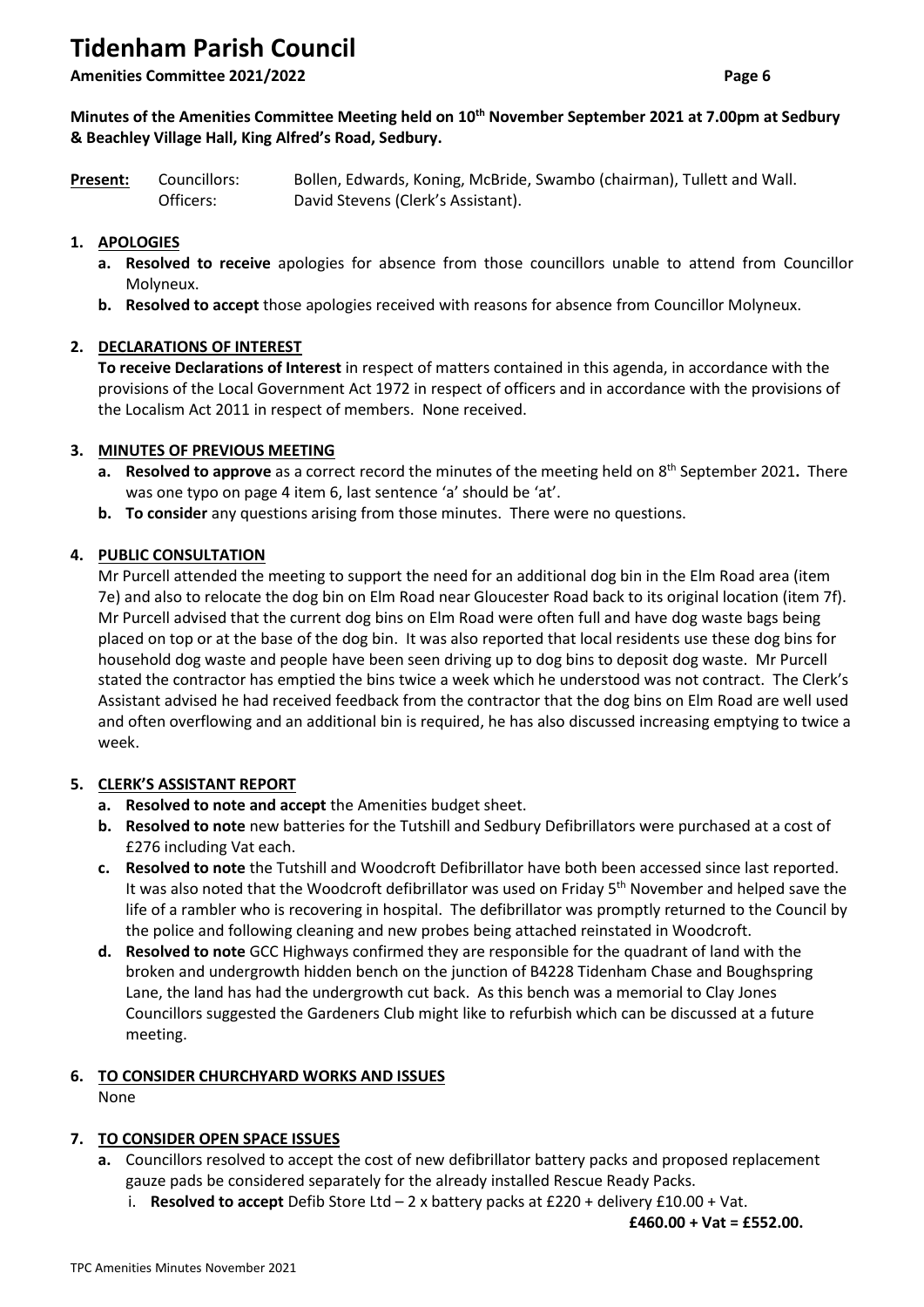# Tidenham Parish Council

**Amenities Committee 2021/2022**

**Minutes of the Amenities Committee Meeting held on 10th November September 2021 at 7.00pm at Sedbury & Beachley Village Hall, King Alfred's Road, Sedbury.**

**Present:** Councillors: Bollen, Edwards, Koning, McBride, Swambo (chairman), Tullett and Wall.
Officers: David Stevens (Clerk's Assistant).

## 1. APOLOGIES

a. **Resolved to receive** apologies for absence from those councillors unable to attend from Councillor Molyneux.

b. **Resolved to accept** those apologies received with reasons for absence from Councillor Molyneux.

## 2. DECLARATIONS OF INTEREST

**To receive Declarations of Interest** in respect of matters contained in this agenda, in accordance with the provisions of the Local Government Act 1972 in respect of officers and in accordance with the provisions of the Localism Act 2011 in respect of members. None received.

## 3. MINUTES OF PREVIOUS MEETING

a. **Resolved to approve** as a correct record the minutes of the meeting held on 8th September 2021**.** There was one typo on page 4 item 6, last sentence 'a' should be 'at'.

b. **To consider** any questions arising from those minutes. There were no questions.

## 4. PUBLIC CONSULTATION

Mr Purcell attended the meeting to support the need for an additional dog bin in the Elm Road area (item 7e) and also to relocate the dog bin on Elm Road near Gloucester Road back to its original location (item 7f). Mr Purcell advised that the current dog bins on Elm Road were often full and have dog waste bags being placed on top or at the base of the dog bin. It was also reported that local residents use these dog bins for household dog waste and people have been seen driving up to dog bins to deposit dog waste. Mr Purcell stated the contractor has emptied the bins twice a week which he understood was not contract. The Clerk's Assistant advised he had received feedback from the contractor that the dog bins on Elm Road are well used and often overflowing and an additional bin is required, he has also discussed increasing emptying to twice a week.

## 5. CLERK'S ASSISTANT REPORT

a. **Resolved to note and accept** the Amenities budget sheet.

b. **Resolved to note** new batteries for the Tutshill and Sedbury Defibrillators were purchased at a cost of £276 including Vat each.

c. **Resolved to note** the Tutshill and Woodcroft Defibrillator have both been accessed since last reported. It was also noted that the Woodcroft defibrillator was used on Friday 5th November and helped save the life of a rambler who is recovering in hospital. The defibrillator was promptly returned to the Council by the police and following cleaning and new probes being attached reinstated in Woodcroft.

d. **Resolved to note** GCC Highways confirmed they are responsible for the quadrant of land with the broken and undergrowth hidden bench on the junction of B4228 Tidenham Chase and Boughspring Lane, the land has had the undergrowth cut back. As this bench was a memorial to Clay Jones Councillors suggested the Gardeners Club might like to refurbish which can be discussed at a future meeting.

## 6. TO CONSIDER CHURCHYARD WORKS AND ISSUES

None

## 7. TO CONSIDER OPEN SPACE ISSUES

a. Councillors resolved to accept the cost of new defibrillator battery packs and proposed replacement gauze pads be considered separately for the already installed Rescue Ready Packs.

   i. **Resolved to accept** Defib Store Ltd – 2 x battery packs at £220 + delivery £10.00 + Vat.

**£460.00 + Vat = £552.00.**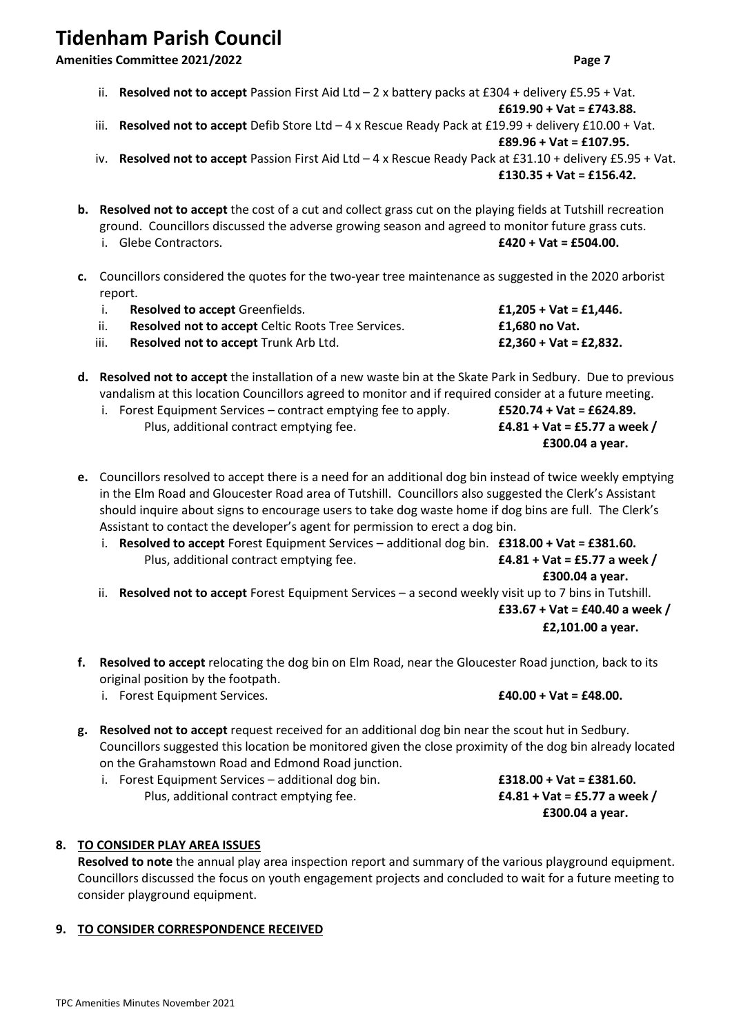ii. **Resolved not to accept** Passion First Aid Ltd – 2 x battery packs at £304 + delivery £5.95 + Vat. **£619.90 + Vat = £743.88.**

iii. **Resolved not to accept** Defib Store Ltd – 4 x Rescue Ready Pack at £19.99 + delivery £10.00 + Vat. **£89.96 + Vat = £107.95.**

iv. **Resolved not to accept** Passion First Aid Ltd – 4 x Rescue Ready Pack at £31.10 + delivery £5.95 + Vat. **£130.35 + Vat = £156.42.**

**b. Resolved not to accept** the cost of a cut and collect grass cut on the playing fields at Tutshill recreation ground. Councillors discussed the adverse growing season and agreed to monitor future grass cuts.

i. Glebe Contractors. **£420 + Vat = £504.00.**

**c.** Councillors considered the quotes for the two-year tree maintenance as suggested in the 2020 arborist report.

i. **Resolved to accept** Greenfields. **£1,205 + Vat = £1,446.**

ii. **Resolved not to accept** Celtic Roots Tree Services. **£1,680 no Vat.**

iii. **Resolved not to accept** Trunk Arb Ltd. **£2,360 + Vat = £2,832.**

**d. Resolved not to accept** the installation of a new waste bin at the Skate Park in Sedbury. Due to previous vandalism at this location Councillors agreed to monitor and if required consider at a future meeting.

i. Forest Equipment Services – contract emptying fee to apply. **£520.74 + Vat = £624.89.**
Plus, additional contract emptying fee. **£4.81 + Vat = £5.77 a week / £300.04 a year.**

**e.** Councillors resolved to accept there is a need for an additional dog bin instead of twice weekly emptying in the Elm Road and Gloucester Road area of Tutshill. Councillors also suggested the Clerk's Assistant should inquire about signs to encourage users to take dog waste home if dog bins are full. The Clerk's Assistant to contact the developer's agent for permission to erect a dog bin.

i. **Resolved to accept** Forest Equipment Services – additional dog bin. **£318.00 + Vat = £381.60.**
Plus, additional contract emptying fee. **£4.81 + Vat = £5.77 a week / £300.04 a year.**

ii. **Resolved not to accept** Forest Equipment Services – a second weekly visit up to 7 bins in Tutshill. **£33.67 + Vat = £40.40 a week / £2,101.00 a year.**

**f. Resolved to accept** relocating the dog bin on Elm Road, near the Gloucester Road junction, back to its original position by the footpath.

i. Forest Equipment Services. **£40.00 + Vat = £48.00.**

**g. Resolved not to accept** request received for an additional dog bin near the scout hut in Sedbury. Councillors suggested this location be monitored given the close proximity of the dog bin already located on the Grahamstown Road and Edmond Road junction.

i. Forest Equipment Services – additional dog bin. **£318.00 + Vat = £381.60.**
Plus, additional contract emptying fee. **£4.81 + Vat = £5.77 a week / £300.04 a year.**

**8. TO CONSIDER PLAY AREA ISSUES**

**Resolved to note** the annual play area inspection report and summary of the various playground equipment. Councillors discussed the focus on youth engagement projects and concluded to wait for a future meeting to consider playground equipment.

**9. TO CONSIDER CORRESPONDENCE RECEIVED**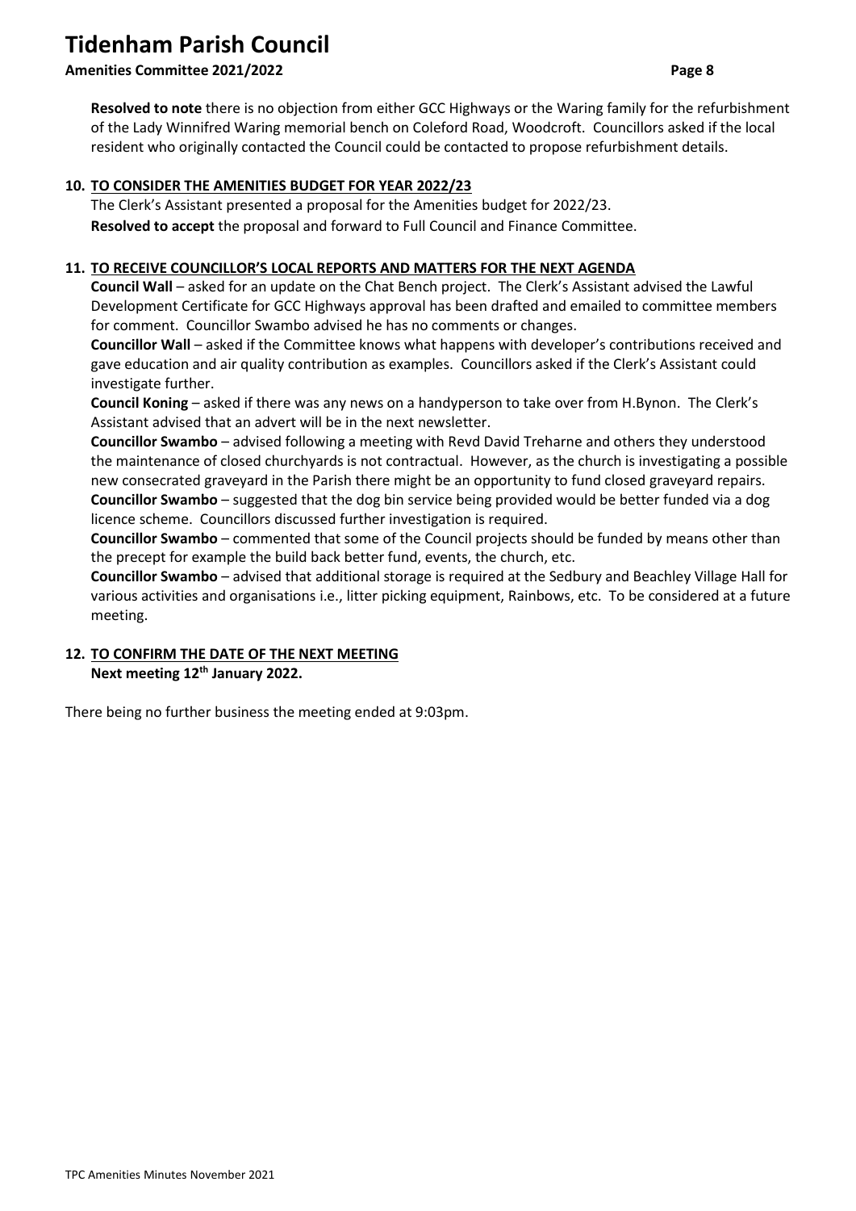**Resolved to note** there is no objection from either GCC Highways or the Waring family for the refurbishment of the Lady Winnifred Waring memorial bench on Coleford Road, Woodcroft. Councillors asked if the local resident who originally contacted the Council could be contacted to propose refurbishment details.

**10. TO CONSIDER THE AMENITIES BUDGET FOR YEAR 2022/23**

The Clerk's Assistant presented a proposal for the Amenities budget for 2022/23.
**Resolved to accept** the proposal and forward to Full Council and Finance Committee.

**11. TO RECEIVE COUNCILLOR'S LOCAL REPORTS AND MATTERS FOR THE NEXT AGENDA**

**Council Wall** – asked for an update on the Chat Bench project. The Clerk's Assistant advised the Lawful Development Certificate for GCC Highways approval has been drafted and emailed to committee members for comment. Councillor Swambo advised he has no comments or changes.

**Councillor Wall** – asked if the Committee knows what happens with developer's contributions received and gave education and air quality contribution as examples. Councillors asked if the Clerk's Assistant could investigate further.

**Council Koning** – asked if there was any news on a handyperson to take over from H.Bynon. The Clerk's Assistant advised that an advert will be in the next newsletter.

**Councillor Swambo** – advised following a meeting with Revd David Treharne and others they understood the maintenance of closed churchyards is not contractual. However, as the church is investigating a possible new consecrated graveyard in the Parish there might be an opportunity to fund closed graveyard repairs.

**Councillor Swambo** – suggested that the dog bin service being provided would be better funded via a dog licence scheme. Councillors discussed further investigation is required.

**Councillor Swambo** – commented that some of the Council projects should be funded by means other than the precept for example the build back better fund, events, the church, etc.

**Councillor Swambo** – advised that additional storage is required at the Sedbury and Beachley Village Hall for various activities and organisations i.e., litter picking equipment, Rainbows, etc. To be considered at a future meeting.

**12. TO CONFIRM THE DATE OF THE NEXT MEETING**

**Next meeting 12th January 2022.**

There being no further business the meeting ended at 9:03pm.